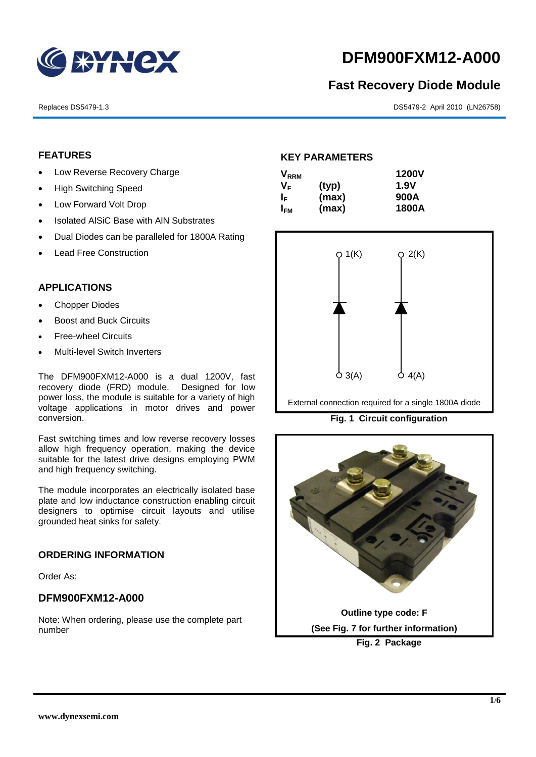# DFM900FXM12-A000

## Fast Recovery Diode Module

Replaces DS5479-1.3

DS5479-2 April 2010 (LN26758)

## FEATURES

- Low Reverse Recovery Charge
- High Switching Speed
- Low Forward Volt Drop
- Isolated AlSiC Base with AlN Substrates
- Dual Diodes can be paralleled for 1800A Rating
- Lead Free Construction

## APPLICATIONS

- Chopper Diodes
- Boost and Buck Circuits
- Free-wheel Circuits
- Multi-level Switch Inverters

The DFM900FXM12-A000 is a dual 1200V, fast recovery diode (FRD) module. Designed for low power loss, the module is suitable for a variety of high voltage applications in motor drives and power conversion.

Fast switching times and low reverse recovery losses allow high frequency operation, making the device suitable for the latest drive designs employing PWM and high frequency switching.

The module incorporates an electrically isolated base plate and low inductance construction enabling circuit designers to optimise circuit layouts and utilise grounded heat sinks for safety.

## ORDERING INFORMATION

Order As:

### DFM900FXM12-A000

Note: When ordering, please use the complete part number

## KEY PARAMETERS

| | | |
|---|---|---|
| $V_{RRM}$ | | **1200V** |
| $V_F$ | (typ) | **1.9V** |
| $I_F$ | (max) | **900A** |
| $I_{FM}$ | (max) | **1800A** |

1(K) 2(K)

3(A) 4(A)

External connection required for a single 1800A diode

**Fig. 1 Circuit configuration**

**Outline type code: F**

**(See Fig. 7 for further information)**

**Fig. 2 Package**

www.dynexsemi.com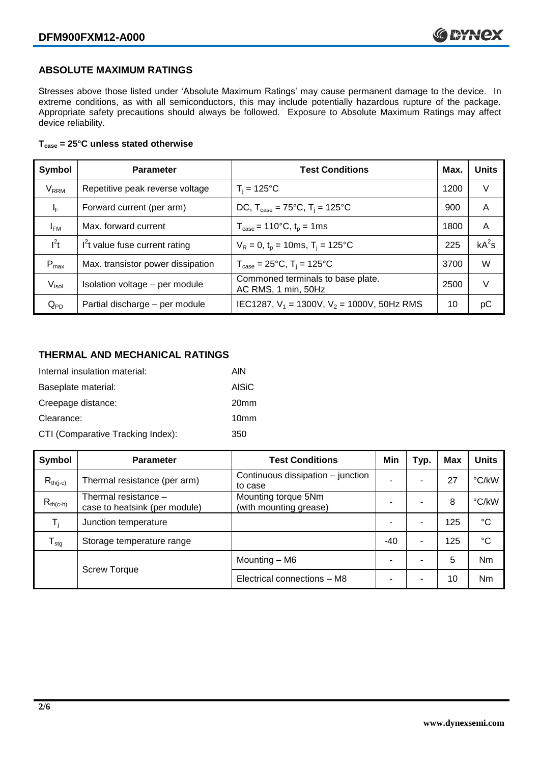## ABSOLUTE MAXIMUM RATINGS

Stresses above those listed under 'Absolute Maximum Ratings' may cause permanent damage to the device. In extreme conditions, as with all semiconductors, this may include potentially hazardous rupture of the package. Appropriate safety precautions should always be followed. Exposure to Absolute Maximum Ratings may affect device reliability.

**$T_{case}$ = 25°C unless stated otherwise**

| Symbol | Parameter | Test Conditions | Max. | Units |
|---|---|---|---|---|
| $V_{RRM}$ | Repetitive peak reverse voltage | $T_j$ = 125°C | 1200 | V |
| $I_F$ | Forward current (per arm) | DC, $T_{case}$ = 75°C, $T_j$ = 125°C | 900 | A |
| $I_{FM}$ | Max. forward current | $T_{case}$ = 110°C, $t_p$ = 1ms | 1800 | A |
| $I^2t$ | $I^2t$ value fuse current rating | $V_R$ = 0, $t_p$ = 10ms, $T_j$ = 125°C | 225 | $kA^2s$ |
| $P_{max}$ | Max. transistor power dissipation | $T_{case}$ = 25°C, $T_j$ = 125°C | 3700 | W |
| $V_{isol}$ | Isolation voltage – per module | Commoned terminals to base plate. AC RMS, 1 min, 50Hz | 2500 | V |
| $Q_{PD}$ | Partial discharge – per module | IEC1287, $V_1$ = 1300V, $V_2$ = 1000V, 50Hz RMS | 10 | pC |

## THERMAL AND MECHANICAL RATINGS

Internal insulation material: AlN

Baseplate material: AlSiC

Creepage distance: 20mm

Clearance: 10mm

CTI (Comparative Tracking Index): 350

| Symbol | Parameter | Test Conditions | Min | Typ. | Max | Units |
|---|---|---|---|---|---|---|
| $R_{th(j-c)}$ | Thermal resistance (per arm) | Continuous dissipation – junction to case | - | - | 27 | °C/kW |
| $R_{th(c-h)}$ | Thermal resistance – case to heatsink (per module) | Mounting torque 5Nm (with mounting grease) | - | - | 8 | °C/kW |
| $T_j$ | Junction temperature | | - | - | 125 | °C |
| $T_{stg}$ | Storage temperature range | | -40 | - | 125 | °C |
| | Screw Torque | Mounting – M6 | - | - | 5 | Nm |
| | | Electrical connections – M8 | - | - | 10 | Nm |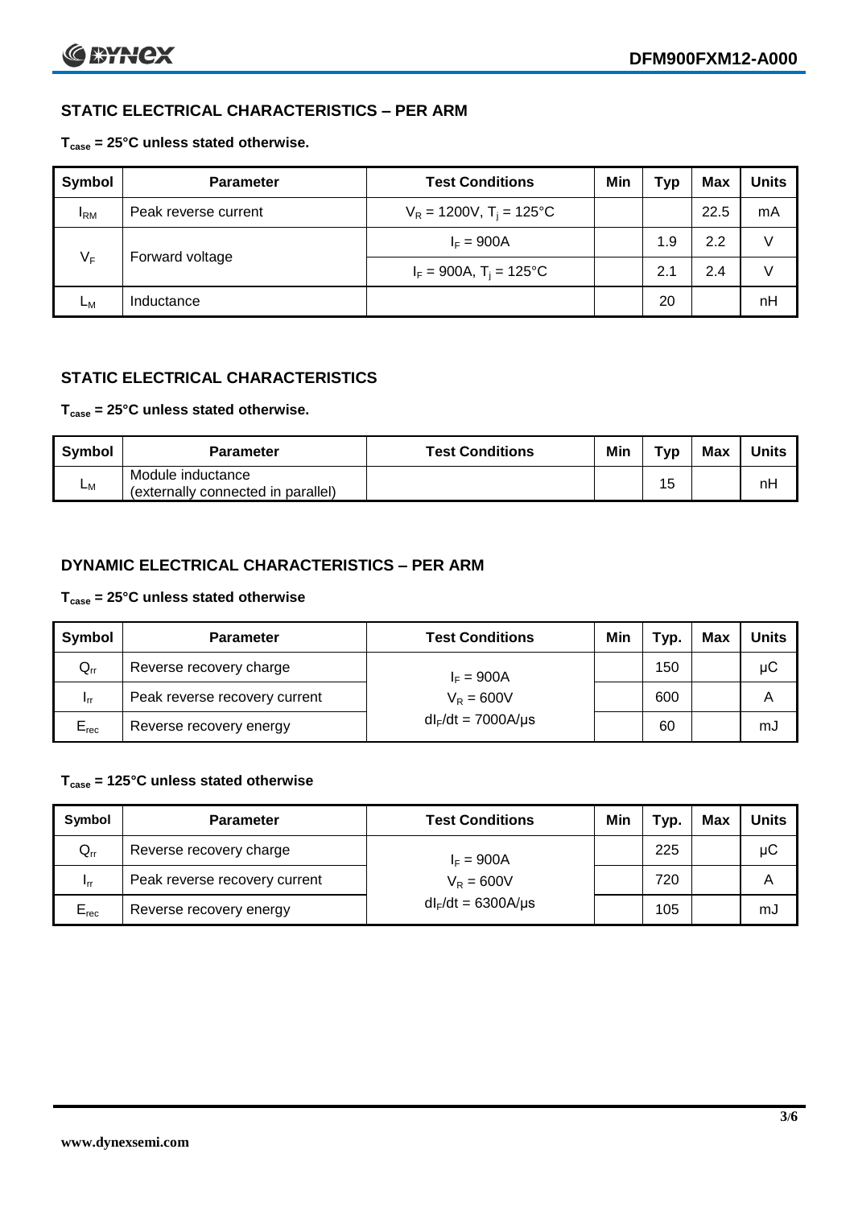### STATIC ELECTRICAL CHARACTERISTICS – PER ARM

**$T_{case}$ = 25°C unless stated otherwise.**

| Symbol | Parameter | Test Conditions | Min | Typ | Max | Units |
|---|---|---|---|---|---|---|
| $I_{RM}$ | Peak reverse current | $V_R$ = 1200V, $T_j$ = 125°C | | | 22.5 | mA |
| $V_F$ | Forward voltage | $I_F$ = 900A | | 1.9 | 2.2 | V |
| | | $I_F$ = 900A, $T_j$ = 125°C | | 2.1 | 2.4 | V |
| $L_M$ | Inductance | | | 20 | | nH |

### STATIC ELECTRICAL CHARACTERISTICS

**$T_{case}$ = 25°C unless stated otherwise.**

| Symbol | Parameter | Test Conditions | Min | Typ | Max | Units |
|---|---|---|---|---|---|---|
| $L_M$ | Module inductance (externally connected in parallel) | | | 15 | | nH |

### DYNAMIC ELECTRICAL CHARACTERISTICS – PER ARM

**$T_{case}$ = 25°C unless stated otherwise**

| Symbol | Parameter | Test Conditions | Min | Typ. | Max | Units |
|---|---|---|---|---|---|---|
| $Q_{rr}$ | Reverse recovery charge | $I_F$ = 900A | | 150 | | µC |
| $I_{rr}$ | Peak reverse recovery current | $V_R$ = 600V | | 600 | | A |
| $E_{rec}$ | Reverse recovery energy | $dI_F/dt$ = 7000A/µs | | 60 | | mJ |

**$T_{case}$ = 125°C unless stated otherwise**

| Symbol | Parameter | Test Conditions | Min | Typ. | Max | Units |
|---|---|---|---|---|---|---|
| $Q_{rr}$ | Reverse recovery charge | $I_F$ = 900A | | 225 | | µC |
| $I_{rr}$ | Peak reverse recovery current | $V_R$ = 600V | | 720 | | A |
| $E_{rec}$ | Reverse recovery energy | $dI_F/dt$ = 6300A/µs | | 105 | | mJ |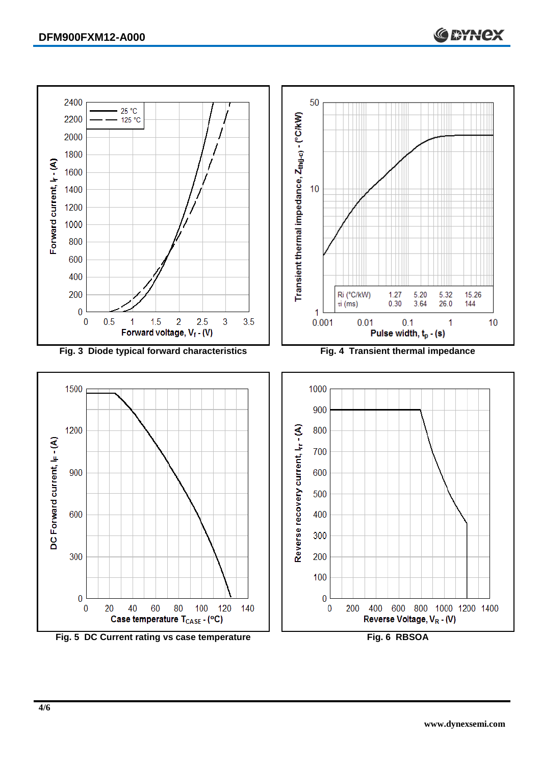Fig. 3 Diode typical forward characteristics

Fig. 4 Transient thermal impedance

| Ri (°C/kW) | 1.27 | 5.20 | 5.32 | 15.26 |
|---|---|---|---|---|
| τi (ms) | 0.30 | 3.64 | 26.0 | 144 |

Fig. 5 DC Current rating vs case temperature

Fig. 6 RBSOA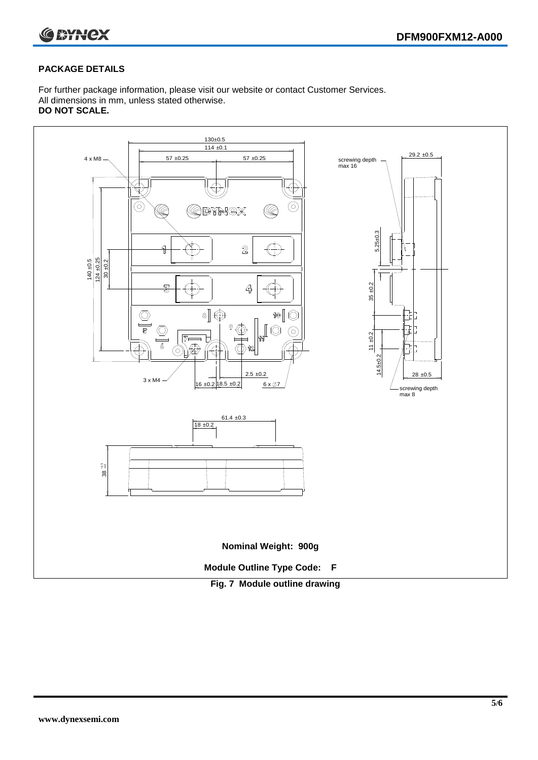## PACKAGE DETAILS

For further package information, please visit our website or contact Customer Services.
All dimensions in mm, unless stated otherwise.
**DO NOT SCALE.**

**Nominal Weight: 900g**

**Module Outline Type Code: F**

**Fig. 7 Module outline drawing**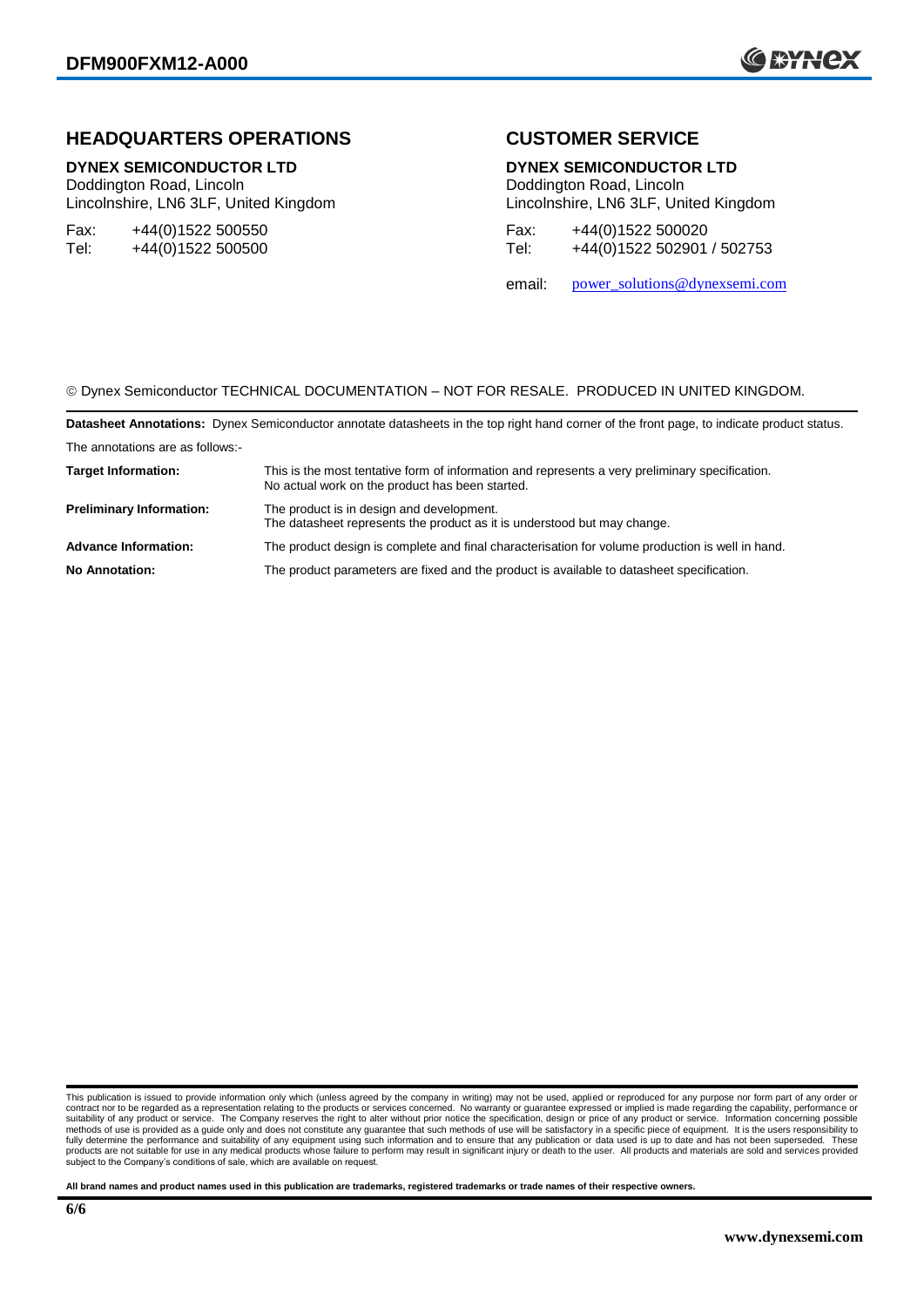## HEADQUARTERS OPERATIONS

**DYNEX SEMICONDUCTOR LTD**
Doddington Road, Lincoln
Lincolnshire, LN6 3LF, United Kingdom

Fax: +44(0)1522 500550
Tel: +44(0)1522 500500

## CUSTOMER SERVICE

**DYNEX SEMICONDUCTOR LTD**
Doddington Road, Lincoln
Lincolnshire, LN6 3LF, United Kingdom

Fax: +44(0)1522 500020
Tel: +44(0)1522 502901 / 502753

email: power_solutions@dynexsemi.com

© Dynex Semiconductor TECHNICAL DOCUMENTATION – NOT FOR RESALE. PRODUCED IN UNITED KINGDOM.

**Datasheet Annotations:** Dynex Semiconductor annotate datasheets in the top right hand corner of the front page, to indicate product status.

The annotations are as follows:-

| | |
|---|---|
| **Target Information:** | This is the most tentative form of information and represents a very preliminary specification. No actual work on the product has been started. |
| **Preliminary Information:** | The product is in design and development. The datasheet represents the product as it is understood but may change. |
| **Advance Information:** | The product design is complete and final characterisation for volume production is well in hand. |
| **No Annotation:** | The product parameters are fixed and the product is available to datasheet specification. |

This publication is issued to provide information only which (unless agreed by the company in writing) may not be used, applied or reproduced for any purpose nor form part of any order or contract nor to be regarded as a representation relating to the products or services concerned. No warranty or guarantee expressed or implied is made regarding the capability, performance or suitability of any product or service. The Company reserves the right to alter without prior notice the specification, design or price of any product or service. Information concerning possible methods of use is provided as a guide only and does not constitute any guarantee that such methods of use will be satisfactory in a specific piece of equipment. It is the users responsibility to fully determine the performance and suitability of any equipment using such information and to ensure that any publication or data used is up to date and has not been superseded. These products are not suitable for use in any medical products whose failure to perform may result in significant injury or death to the user. All products and materials are sold and services provided subject to the Company's conditions of sale, which are available on request.

**All brand names and product names used in this publication are trademarks, registered trademarks or trade names of their respective owners.**